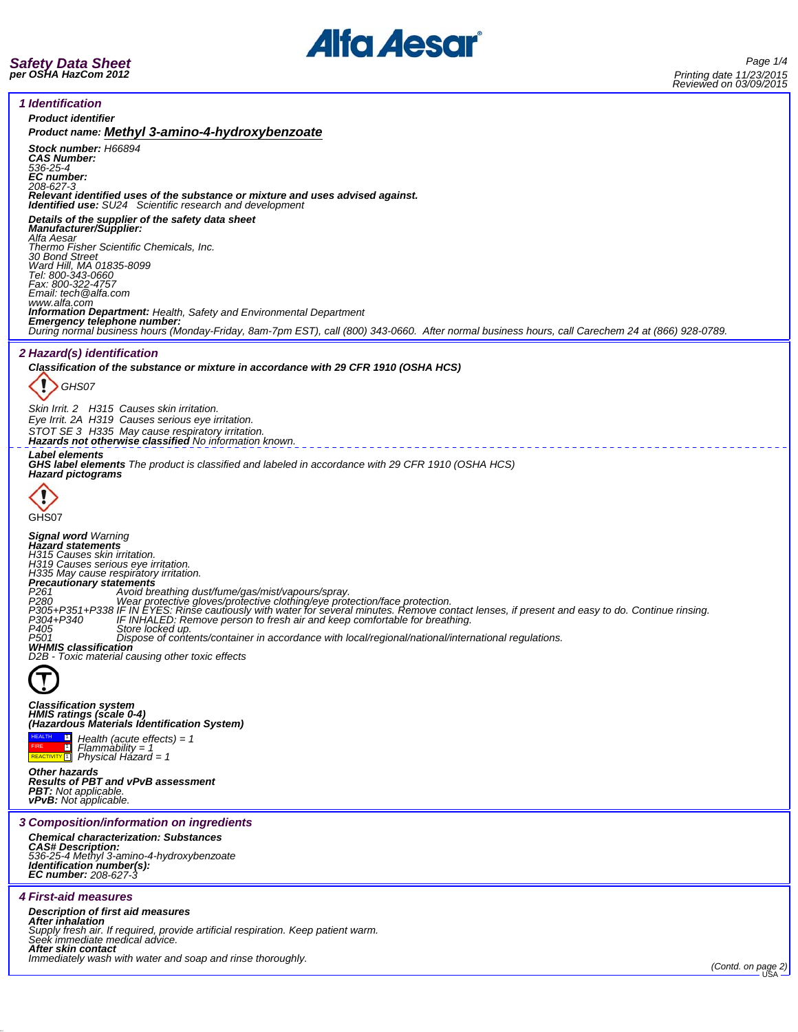**Safety Data Sheet**
**per OSHA HazCom 2012**

Printing date 11/23/2015
Reviewed on 03/09/2015

## 1 Identification

**Product identifier**

**Product name: Methyl 3-amino-4-hydroxybenzoate**

**Stock number:** H66894
**CAS Number:**
536-25-4
**EC number:**
208-627-3
**Relevant identified uses of the substance or mixture and uses advised against.**
**Identified use:** SU24 Scientific research and development

**Details of the supplier of the safety data sheet**
**Manufacturer/Supplier:**
Alfa Aesar
Thermo Fisher Scientific Chemicals, Inc.
30 Bond Street
Ward Hill, MA 01835-8099
Tel: 800-343-0660
Fax: 800-322-4757
Email: tech@alfa.com
www.alfa.com
**Information Department:** Health, Safety and Environmental Department
**Emergency telephone number:**
During normal business hours (Monday-Friday, 8am-7pm EST), call (800) 343-0660. After normal business hours, call Carechem 24 at (866) 928-0789.

## 2 Hazard(s) identification

**Classification of the substance or mixture in accordance with 29 CFR 1910 (OSHA HCS)**

GHS07

Skin Irrit. 2 H315 Causes skin irritation.
Eye Irrit. 2A H319 Causes serious eye irritation.
STOT SE 3 H335 May cause respiratory irritation.
**Hazards not otherwise classified** No information known.

**Label elements**
**GHS label elements** The product is classified and labeled in accordance with 29 CFR 1910 (OSHA HCS)
**Hazard pictograms**

GHS07

**Signal word** Warning
**Hazard statements**
H315 Causes skin irritation.
H319 Causes serious eye irritation.
H335 May cause respiratory irritation.
**Precautionary statements**
P261 Avoid breathing dust/fume/gas/mist/vapours/spray.
P280 Wear protective gloves/protective clothing/eye protection/face protection.
P305+P351+P338 IF IN EYES: Rinse cautiously with water for several minutes. Remove contact lenses, if present and easy to do. Continue rinsing.
P304+P340 IF INHALED: Remove person to fresh air and keep comfortable for breathing.
P405 Store locked up.
P501 Dispose of contents/container in accordance with local/regional/national/international regulations.
**WHMIS classification**
D2B - Toxic material causing other toxic effects

**Classification system**
**HMIS ratings (scale 0-4)**
**(Hazardous Materials Identification System)**

HEALTH 1 Health (acute effects) = 1
FIRE 1 Flammability = 1
REACTIVITY 1 Physical Hazard = 1

**Other hazards**
**Results of PBT and vPvB assessment**
**PBT:** Not applicable.
**vPvB:** Not applicable.

## 3 Composition/information on ingredients

**Chemical characterization: Substances**
**CAS# Description:**
536-25-4 Methyl 3-amino-4-hydroxybenzoate
**Identification number(s):**
**EC number:** 208-627-3

## 4 First-aid measures

**Description of first aid measures**
**After inhalation**
Supply fresh air. If required, provide artificial respiration. Keep patient warm.
Seek immediate medical advice.
**After skin contact**
Immediately wash with water and soap and rinse thoroughly.

(Contd. on page 2)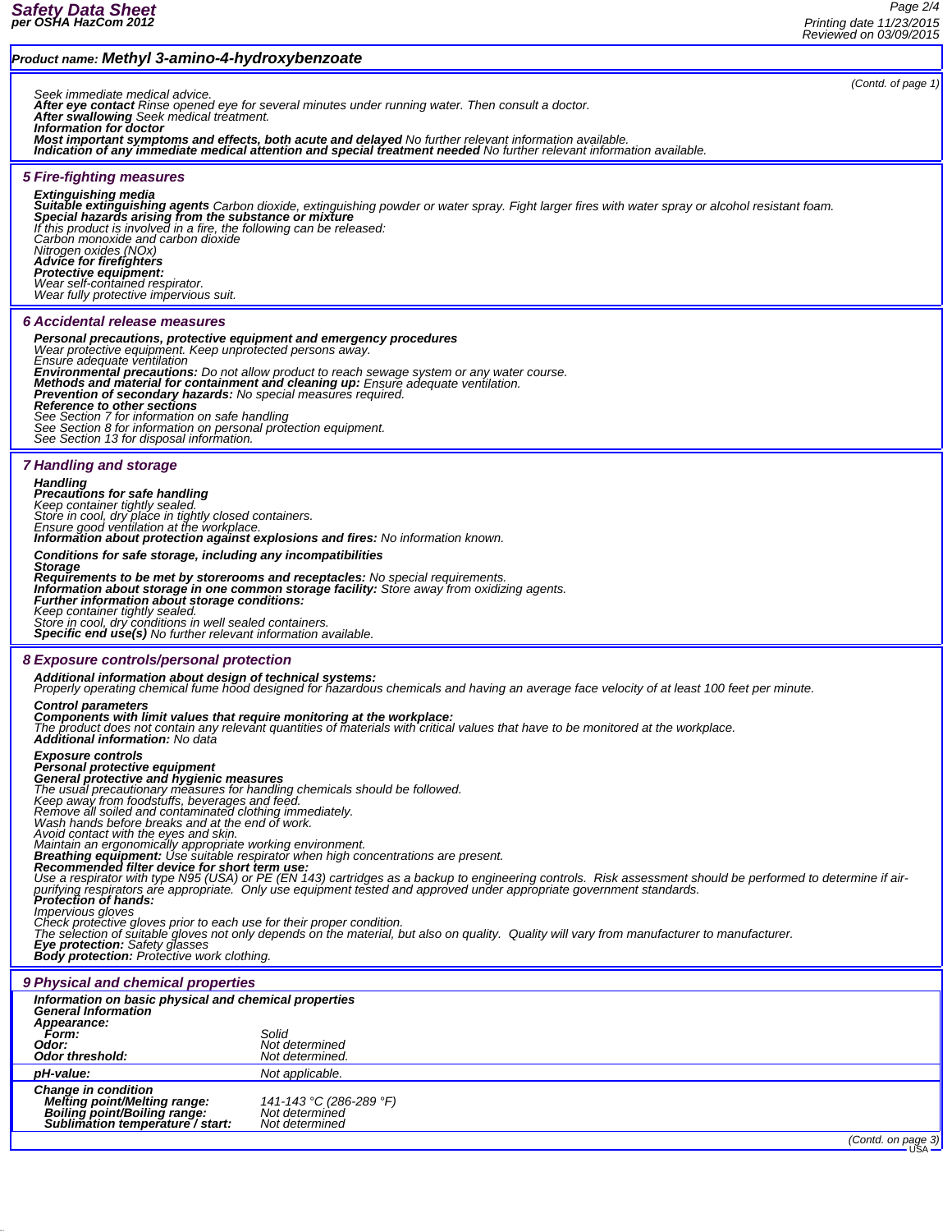**Product name: Methyl 3-amino-4-hydroxybenzoate**

(Contd. of page 1)

Seek immediate medical advice.
**After eye contact** Rinse opened eye for several minutes under running water. Then consult a doctor.
**After swallowing** Seek medical treatment.
**Information for doctor**
**Most important symptoms and effects, both acute and delayed** No further relevant information available.
**Indication of any immediate medical attention and special treatment needed** No further relevant information available.

## 5 Fire-fighting measures

**Extinguishing media**
**Suitable extinguishing agents** Carbon dioxide, extinguishing powder or water spray. Fight larger fires with water spray or alcohol resistant foam.
**Special hazards arising from the substance or mixture**
If this product is involved in a fire, the following can be released:
Carbon monoxide and carbon dioxide
Nitrogen oxides (NOx)
**Advice for firefighters**
**Protective equipment:**
Wear self-contained respirator.
Wear fully protective impervious suit.

## 6 Accidental release measures

**Personal precautions, protective equipment and emergency procedures**
Wear protective equipment. Keep unprotected persons away.
Ensure adequate ventilation
**Environmental precautions:** Do not allow product to reach sewage system or any water course.
**Methods and material for containment and cleaning up:** Ensure adequate ventilation.
**Prevention of secondary hazards:** No special measures required.
**Reference to other sections**
See Section 7 for information on safe handling
See Section 8 for information on personal protection equipment.
See Section 13 for disposal information.

## 7 Handling and storage

**Handling**
**Precautions for safe handling**
Keep container tightly sealed.
Store in cool, dry place in tightly closed containers.
Ensure good ventilation at the workplace.
**Information about protection against explosions and fires:** No information known.

**Conditions for safe storage, including any incompatibilities**
**Storage**
**Requirements to be met by storerooms and receptacles:** No special requirements.
**Information about storage in one common storage facility:** Store away from oxidizing agents.
**Further information about storage conditions:**
Keep container tightly sealed.
Store in cool, dry conditions in well sealed containers.
**Specific end use(s)** No further relevant information available.

## 8 Exposure controls/personal protection

**Additional information about design of technical systems:**
Properly operating chemical fume hood designed for hazardous chemicals and having an average face velocity of at least 100 feet per minute.

**Control parameters**
**Components with limit values that require monitoring at the workplace:**
The product does not contain any relevant quantities of materials with critical values that have to be monitored at the workplace.
**Additional information:** No data

**Exposure controls**
**Personal protective equipment**
**General protective and hygienic measures**
The usual precautionary measures for handling chemicals should be followed.
Keep away from foodstuffs, beverages and feed.
Remove all soiled and contaminated clothing immediately.
Wash hands before breaks and at the end of work.
Avoid contact with the eyes and skin.
Maintain an ergonomically appropriate working environment.
**Breathing equipment:** Use suitable respirator when high concentrations are present.
**Recommended filter device for short term use:**
Use a respirator with type N95 (USA) or PE (EN 143) cartridges as a backup to engineering controls. Risk assessment should be performed to determine if air-purifying respirators are appropriate. Only use equipment tested and approved under appropriate government standards.
**Protection of hands:**
Impervious gloves
Check protective gloves prior to each use for their proper condition.
The selection of suitable gloves not only depends on the material, but also on quality. Quality will vary from manufacturer to manufacturer.
**Eye protection:** Safety glasses
**Body protection:** Protective work clothing.

## 9 Physical and chemical properties

**Information on basic physical and chemical properties**
**General Information**

| | |
|---|---|
| **Appearance:** | |
| **Form:** | Solid |
| **Odor:** | Not determined |
| **Odor threshold:** | Not determined. |
| **pH-value:** | Not applicable. |
| **Change in condition** | |
| **Melting point/Melting range:** | 141-143 °C (286-289 °F) |
| **Boiling point/Boiling range:** | Not determined |
| **Sublimation temperature / start:** | Not determined |

(Contd. on page 3)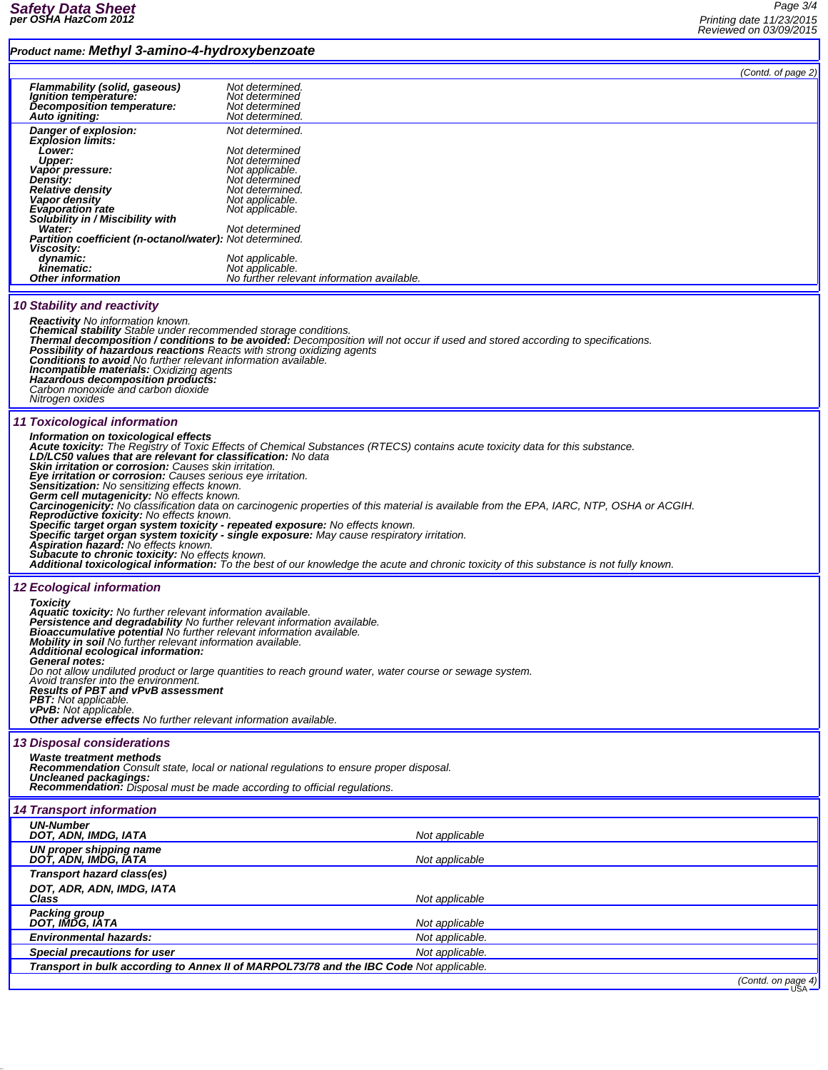**Product name: Methyl 3-amino-4-hydroxybenzoate**

(Contd. of page 2)

| | |
|---|---|
| **Flammability (solid, gaseous)** | Not determined. |
| **Ignition temperature:** | Not determined |
| **Decomposition temperature:** | Not determined |
| **Auto igniting:** | Not determined. |
| **Danger of explosion:** | Not determined. |
| **Explosion limits:** | |
| **Lower:** | Not determined |
| **Upper:** | Not determined |
| **Vapor pressure:** | Not applicable. |
| **Density:** | Not determined |
| **Relative density** | Not determined. |
| **Vapor density** | Not applicable. |
| **Evaporation rate** | Not applicable. |
| **Solubility in / Miscibility with** | |
| **Water:** | Not determined |
| **Partition coefficient (n-octanol/water):** | Not determined. |
| **Viscosity:** | |
| **dynamic:** | Not applicable. |
| **kinematic:** | Not applicable. |
| **Other information** | No further relevant information available. |

## 10 Stability and reactivity

**Reactivity** No information known.
**Chemical stability** Stable under recommended storage conditions.
**Thermal decomposition / conditions to be avoided:** Decomposition will not occur if used and stored according to specifications.
**Possibility of hazardous reactions** Reacts with strong oxidizing agents
**Conditions to avoid** No further relevant information available.
**Incompatible materials:** Oxidizing agents
**Hazardous decomposition products:**
Carbon monoxide and carbon dioxide
Nitrogen oxides

## 11 Toxicological information

**Information on toxicological effects**
**Acute toxicity:** The Registry of Toxic Effects of Chemical Substances (RTECS) contains acute toxicity data for this substance.
**LD/LC50 values that are relevant for classification:** No data
**Skin irritation or corrosion:** Causes skin irritation.
**Eye irritation or corrosion:** Causes serious eye irritation.
**Sensitization:** No sensitizing effects known.
**Germ cell mutagenicity:** No effects known.
**Carcinogenicity:** No classification data on carcinogenic properties of this material is available from the EPA, IARC, NTP, OSHA or ACGIH.
**Reproductive toxicity:** No effects known.
**Specific target organ system toxicity - repeated exposure:** No effects known.
**Specific target organ system toxicity - single exposure:** May cause respiratory irritation.
**Aspiration hazard:** No effects known.
**Subacute to chronic toxicity:** No effects known.
**Additional toxicological information:** To the best of our knowledge the acute and chronic toxicity of this substance is not fully known.

## 12 Ecological information

**Toxicity**
**Aquatic toxicity:** No further relevant information available.
**Persistence and degradability** No further relevant information available.
**Bioaccumulative potential** No further relevant information available.
**Mobility in soil** No further relevant information available.
**Additional ecological information:**
**General notes:**
Do not allow undiluted product or large quantities to reach ground water, water course or sewage system.
Avoid transfer into the environment.
**Results of PBT and vPvB assessment**
**PBT:** Not applicable.
**vPvB:** Not applicable.
**Other adverse effects** No further relevant information available.

## 13 Disposal considerations

**Waste treatment methods**
**Recommendation** Consult state, local or national regulations to ensure proper disposal.
**Uncleaned packagings:**
**Recommendation:** Disposal must be made according to official regulations.

## 14 Transport information

| | |
|---|---|
| **UN-Number**<br>**DOT, ADN, IMDG, IATA** | Not applicable |
| **UN proper shipping name**<br>**DOT, ADN, IMDG, IATA** | Not applicable |
| **Transport hazard class(es)**<br>**DOT, ADR, ADN, IMDG, IATA**<br>**Class** | Not applicable |
| **Packing group**<br>**DOT, IMDG, IATA** | Not applicable |
| **Environmental hazards:** | Not applicable. |
| **Special precautions for user** | Not applicable. |
| **Transport in bulk according to Annex II of MARPOL73/78 and the IBC Code** | Not applicable. |

(Contd. on page 4)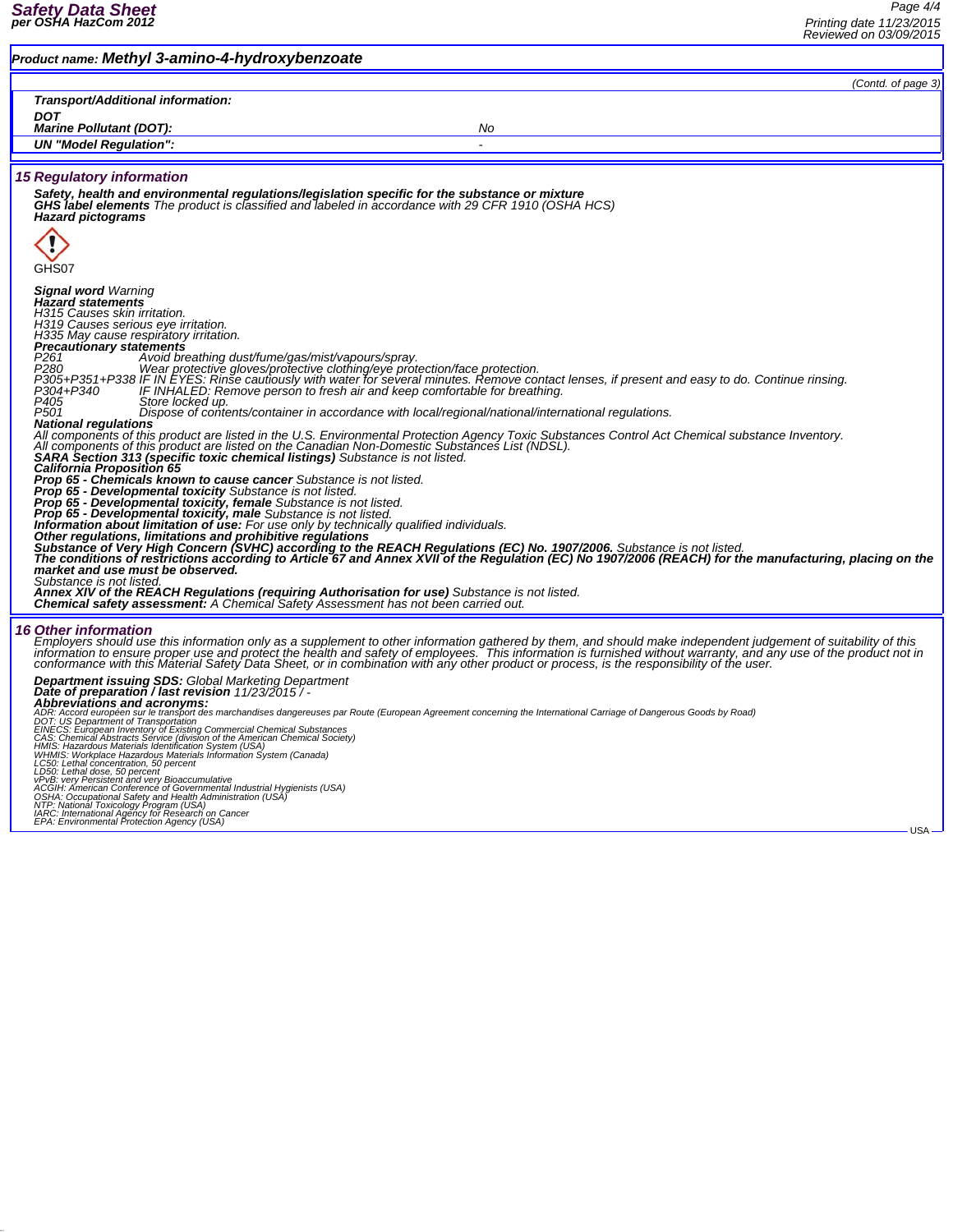**Product name: Methyl 3-amino-4-hydroxybenzoate**

(Contd. of page 3)

**Transport/Additional information:**

**DOT**

| | |
|---|---|
| **Marine Pollutant (DOT):** | No |
| **UN "Model Regulation":** | - |

## 15 Regulatory information

**Safety, health and environmental regulations/legislation specific for the substance or mixture**
**GHS label elements** The product is classified and labeled in accordance with 29 CFR 1910 (OSHA HCS)
**Hazard pictograms**

GHS07

**Signal word** Warning
**Hazard statements**
H315 Causes skin irritation.
H319 Causes serious eye irritation.
H335 May cause respiratory irritation.
**Precautionary statements**

| | |
|---|---|
| P261 | Avoid breathing dust/fume/gas/mist/vapours/spray. |
| P280 | Wear protective gloves/protective clothing/eye protection/face protection. |
| P305+P351+P338 | IF IN EYES: Rinse cautiously with water for several minutes. Remove contact lenses, if present and easy to do. Continue rinsing. |
| P304+P340 | IF INHALED: Remove person to fresh air and keep comfortable for breathing. |
| P405 | Store locked up. |
| P501 | Dispose of contents/container in accordance with local/regional/national/international regulations. |

**National regulations**
All components of this product are listed in the U.S. Environmental Protection Agency Toxic Substances Control Act Chemical substance Inventory.
All components of this product are listed on the Canadian Non-Domestic Substances List (NDSL).
**SARA Section 313 (specific toxic chemical listings)** Substance is not listed.
**California Proposition 65**
**Prop 65 - Chemicals known to cause cancer** Substance is not listed.
**Prop 65 - Developmental toxicity** Substance is not listed.
**Prop 65 - Developmental toxicity, female** Substance is not listed.
**Prop 65 - Developmental toxicity, male** Substance is not listed.
**Information about limitation of use:** For use only by technically qualified individuals.
**Other regulations, limitations and prohibitive regulations**
**Substance of Very High Concern (SVHC) according to the REACH Regulations (EC) No. 1907/2006.** Substance is not listed.
**The conditions of restrictions according to Article 67 and Annex XVII of the Regulation (EC) No 1907/2006 (REACH) for the manufacturing, placing on the market and use must be observed.**
Substance is not listed.
**Annex XIV of the REACH Regulations (requiring Authorisation for use)** Substance is not listed.
**Chemical safety assessment:** A Chemical Safety Assessment has not been carried out.

## 16 Other information

Employers should use this information only as a supplement to other information gathered by them, and should make independent judgement of suitability of this information to ensure proper use and protect the health and safety of employees. This information is furnished without warranty, and any use of the product not in conformance with this Material Safety Data Sheet, or in combination with any other product or process, is the responsibility of the user.

**Department issuing SDS:** Global Marketing Department
**Date of preparation / last revision** 11/23/2015 / -
**Abbreviations and acronyms:**
ADR: Accord européen sur le transport des marchandises dangereuses par Route (European Agreement concerning the International Carriage of Dangerous Goods by Road)
DOT: US Department of Transportation
EINECS: European Inventory of Existing Commercial Chemical Substances
CAS: Chemical Abstracts Service (division of the American Chemical Society)
HMIS: Hazardous Materials Identification System (USA)
WHMIS: Workplace Hazardous Materials Information System (Canada)
LC50: Lethal concentration, 50 percent
LD50: Lethal dose, 50 percent
vPvB: very Persistent and very Bioaccumulative
ACGIH: American Conference of Governmental Industrial Hygienists (USA)
OSHA: Occupational Safety and Health Administration (USA)
NTP: National Toxicology Program (USA)
IARC: International Agency for Research on Cancer
EPA: Environmental Protection Agency (USA)